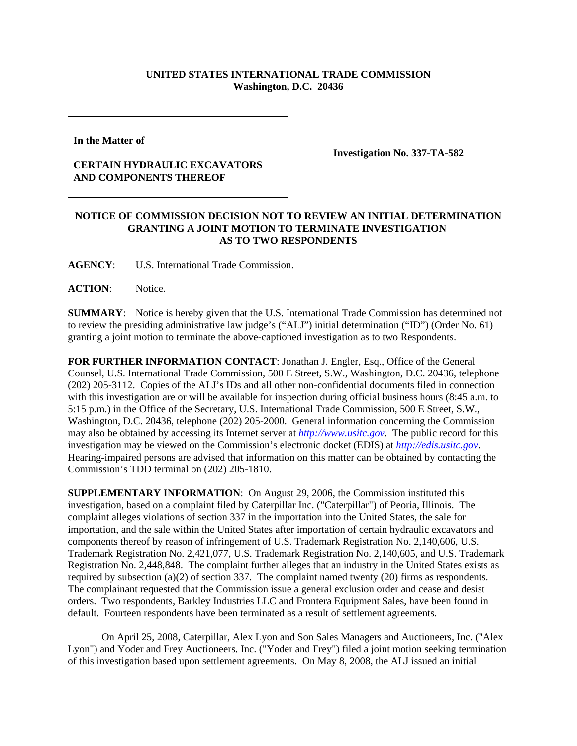**UNITED STATES INTERNATIONAL TRADE COMMISSION**
**Washington, D.C. 20436**

| In the Matter of | |
|---|---|
| **CERTAIN HYDRAULIC EXCAVATORS AND COMPONENTS THEREOF** | **Investigation No. 337-TA-582** |

## NOTICE OF COMMISSION DECISION NOT TO REVIEW AN INITIAL DETERMINATION GRANTING A JOINT MOTION TO TERMINATE INVESTIGATION AS TO TWO RESPONDENTS

**AGENCY**: U.S. International Trade Commission.

**ACTION**: Notice.

**SUMMARY**: Notice is hereby given that the U.S. International Trade Commission has determined not to review the presiding administrative law judge's ("ALJ") initial determination ("ID") (Order No. 61) granting a joint motion to terminate the above-captioned investigation as to two Respondents.

**FOR FURTHER INFORMATION CONTACT**: Jonathan J. Engler, Esq., Office of the General Counsel, U.S. International Trade Commission, 500 E Street, S.W., Washington, D.C. 20436, telephone (202) 205-3112. Copies of the ALJ's IDs and all other non-confidential documents filed in connection with this investigation are or will be available for inspection during official business hours (8:45 a.m. to 5:15 p.m.) in the Office of the Secretary, U.S. International Trade Commission, 500 E Street, S.W., Washington, D.C. 20436, telephone (202) 205-2000. General information concerning the Commission may also be obtained by accessing its Internet server at *http://www.usitc.gov*. The public record for this investigation may be viewed on the Commission's electronic docket (EDIS) at *http://edis.usitc.gov*. Hearing-impaired persons are advised that information on this matter can be obtained by contacting the Commission's TDD terminal on (202) 205-1810.

**SUPPLEMENTARY INFORMATION**: On August 29, 2006, the Commission instituted this investigation, based on a complaint filed by Caterpillar Inc. ("Caterpillar") of Peoria, Illinois. The complaint alleges violations of section 337 in the importation into the United States, the sale for importation, and the sale within the United States after importation of certain hydraulic excavators and components thereof by reason of infringement of U.S. Trademark Registration No. 2,140,606, U.S. Trademark Registration No. 2,421,077, U.S. Trademark Registration No. 2,140,605, and U.S. Trademark Registration No. 2,448,848. The complaint further alleges that an industry in the United States exists as required by subsection (a)(2) of section 337. The complaint named twenty (20) firms as respondents. The complainant requested that the Commission issue a general exclusion order and cease and desist orders. Two respondents, Barkley Industries LLC and Frontera Equipment Sales, have been found in default. Fourteen respondents have been terminated as a result of settlement agreements.

On April 25, 2008, Caterpillar, Alex Lyon and Son Sales Managers and Auctioneers, Inc. ("Alex Lyon") and Yoder and Frey Auctioneers, Inc. ("Yoder and Frey") filed a joint motion seeking termination of this investigation based upon settlement agreements. On May 8, 2008, the ALJ issued an initial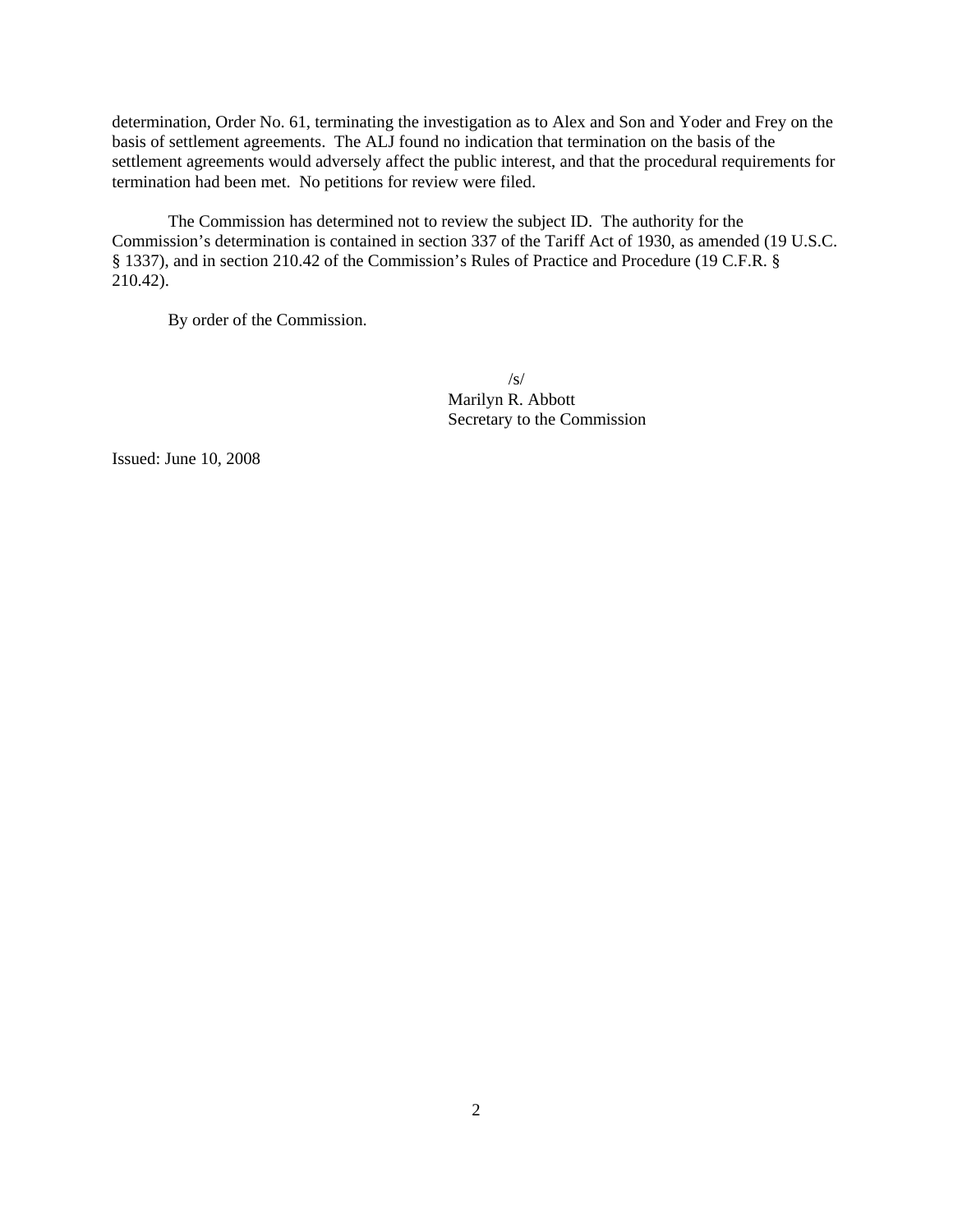determination, Order No. 61, terminating the investigation as to Alex and Son and Yoder and Frey on the basis of settlement agreements. The ALJ found no indication that termination on the basis of the settlement agreements would adversely affect the public interest, and that the procedural requirements for termination had been met. No petitions for review were filed.

The Commission has determined not to review the subject ID. The authority for the Commission's determination is contained in section 337 of the Tariff Act of 1930, as amended (19 U.S.C. § 1337), and in section 210.42 of the Commission's Rules of Practice and Procedure (19 C.F.R. § 210.42).

By order of the Commission.

/s/
Marilyn R. Abbott
Secretary to the Commission

Issued: June 10, 2008